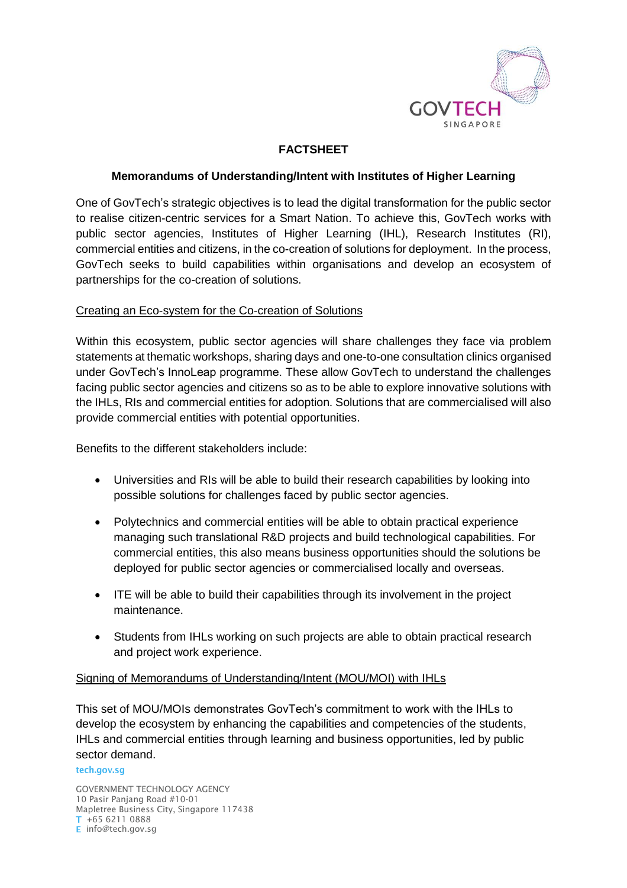# FACTSHEET

## Memorandums of Understanding/Intent with Institutes of Higher Learning

One of GovTech's strategic objectives is to lead the digital transformation for the public sector to realise citizen-centric services for a Smart Nation. To achieve this, GovTech works with public sector agencies, Institutes of Higher Learning (IHL), Research Institutes (RI), commercial entities and citizens, in the co-creation of solutions for deployment. In the process, GovTech seeks to build capabilities within organisations and develop an ecosystem of partnerships for the co-creation of solutions.

### Creating an Eco-system for the Co-creation of Solutions

Within this ecosystem, public sector agencies will share challenges they face via problem statements at thematic workshops, sharing days and one-to-one consultation clinics organised under GovTech's InnoLeap programme. These allow GovTech to understand the challenges facing public sector agencies and citizens so as to be able to explore innovative solutions with the IHLs, RIs and commercial entities for adoption. Solutions that are commercialised will also provide commercial entities with potential opportunities.

Benefits to the different stakeholders include:

- Universities and RIs will be able to build their research capabilities by looking into possible solutions for challenges faced by public sector agencies.
- Polytechnics and commercial entities will be able to obtain practical experience managing such translational R&D projects and build technological capabilities. For commercial entities, this also means business opportunities should the solutions be deployed for public sector agencies or commercialised locally and overseas.
- ITE will be able to build their capabilities through its involvement in the project maintenance.
- Students from IHLs working on such projects are able to obtain practical research and project work experience.

### Signing of Memorandums of Understanding/Intent (MOU/MOI) with IHLs

This set of MOU/MOIs demonstrates GovTech's commitment to work with the IHLs to develop the ecosystem by enhancing the capabilities and competencies of the students, IHLs and commercial entities through learning and business opportunities, led by public sector demand.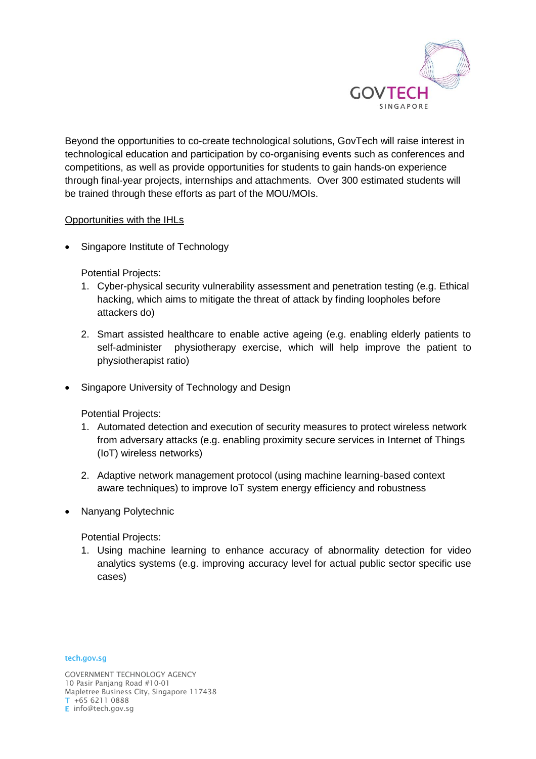Beyond the opportunities to co-create technological solutions, GovTech will raise interest in technological education and participation by co-organising events such as conferences and competitions, as well as provide opportunities for students to gain hands-on experience through final-year projects, internships and attachments. Over 300 estimated students will be trained through these efforts as part of the MOU/MOIs.

<u>Opportunities with the IHLs</u>

- Singapore Institute of Technology

  Potential Projects:
  1. Cyber-physical security vulnerability assessment and penetration testing (e.g. Ethical hacking, which aims to mitigate the threat of attack by finding loopholes before attackers do)

  2. Smart assisted healthcare to enable active ageing (e.g. enabling elderly patients to self-administer physiotherapy exercise, which will help improve the patient to physiotherapist ratio)

- Singapore University of Technology and Design

  Potential Projects:
  1. Automated detection and execution of security measures to protect wireless network from adversary attacks (e.g. enabling proximity secure services in Internet of Things (IoT) wireless networks)

  2. Adaptive network management protocol (using machine learning-based context aware techniques) to improve IoT system energy efficiency and robustness

- Nanyang Polytechnic

  Potential Projects:
  1. Using machine learning to enhance accuracy of abnormality detection for video analytics systems (e.g. improving accuracy level for actual public sector specific use cases)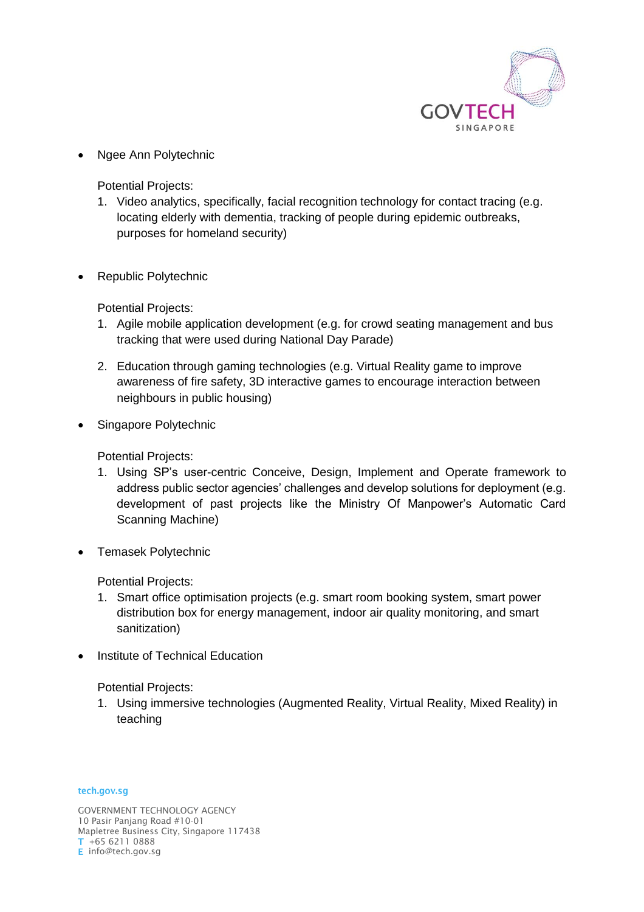- Ngee Ann Polytechnic

  Potential Projects:

  1. Video analytics, specifically, facial recognition technology for contact tracing (e.g. locating elderly with dementia, tracking of people during epidemic outbreaks, purposes for homeland security)

- Republic Polytechnic

  Potential Projects:

  1. Agile mobile application development (e.g. for crowd seating management and bus tracking that were used during National Day Parade)

  2. Education through gaming technologies (e.g. Virtual Reality game to improve awareness of fire safety, 3D interactive games to encourage interaction between neighbours in public housing)

- Singapore Polytechnic

  Potential Projects:

  1. Using SP's user-centric Conceive, Design, Implement and Operate framework to address public sector agencies' challenges and develop solutions for deployment (e.g. development of past projects like the Ministry Of Manpower's Automatic Card Scanning Machine)

- Temasek Polytechnic

  Potential Projects:

  1. Smart office optimisation projects (e.g. smart room booking system, smart power distribution box for energy management, indoor air quality monitoring, and smart sanitization)

- Institute of Technical Education

  Potential Projects:

  1. Using immersive technologies (Augmented Reality, Virtual Reality, Mixed Reality) in teaching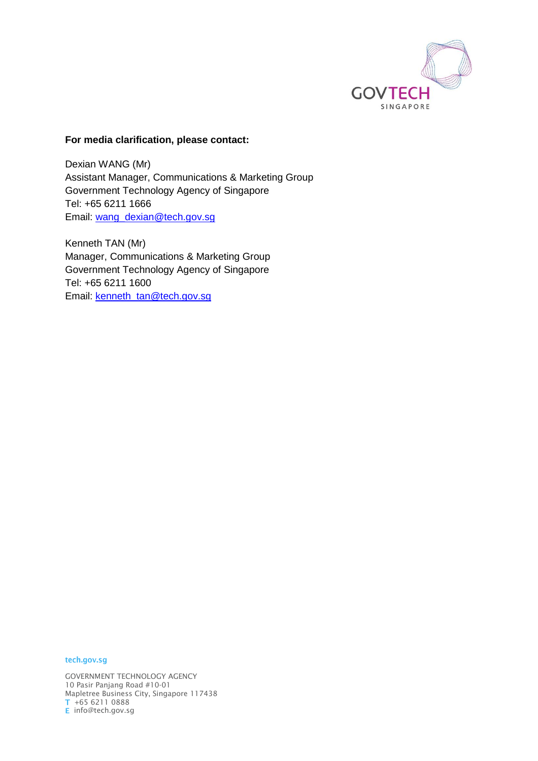**For media clarification, please contact:**

Dexian WANG (Mr)
Assistant Manager, Communications & Marketing Group
Government Technology Agency of Singapore
Tel: +65 6211 1666
Email: wang_dexian@tech.gov.sg

Kenneth TAN (Mr)
Manager, Communications & Marketing Group
Government Technology Agency of Singapore
Tel: +65 6211 1600
Email: kenneth_tan@tech.gov.sg

tech.gov.sg

GOVERNMENT TECHNOLOGY AGENCY
10 Pasir Panjang Road #10-01
Mapletree Business City, Singapore 117438
T +65 6211 0888
E info@tech.gov.sg